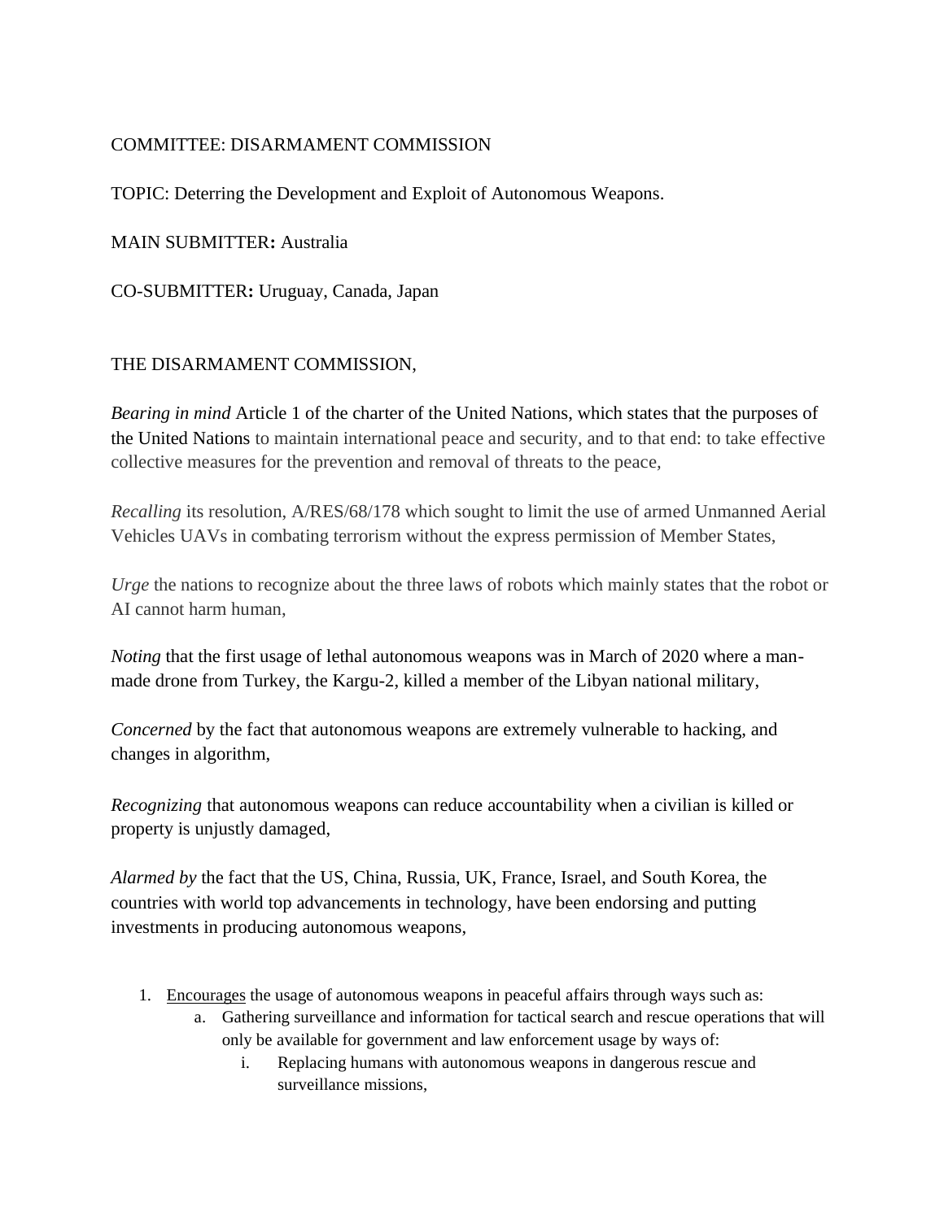COMMITTEE: DISARMAMENT COMMISSION

TOPIC: Deterring the Development and Exploit of Autonomous Weapons.

MAIN SUBMITTER**:** Australia

CO-SUBMITTER**:** Uruguay, Canada, Japan

THE DISARMAMENT COMMISSION,

*Bearing in mind* Article 1 of the charter of the United Nations, which states that the purposes of the United Nations to maintain international peace and security, and to that end: to take effective collective measures for the prevention and removal of threats to the peace,

*Recalling* its resolution, A/RES/68/178 which sought to limit the use of armed Unmanned Aerial Vehicles UAVs in combating terrorism without the express permission of Member States,

*Urge* the nations to recognize about the three laws of robots which mainly states that the robot or AI cannot harm human,

*Noting* that the first usage of lethal autonomous weapons was in March of 2020 where a man-made drone from Turkey, the Kargu-2, killed a member of the Libyan national military,

*Concerned* by the fact that autonomous weapons are extremely vulnerable to hacking, and changes in algorithm,

*Recognizing* that autonomous weapons can reduce accountability when a civilian is killed or property is unjustly damaged,

*Alarmed by* the fact that the US, China, Russia, UK, France, Israel, and South Korea, the countries with world top advancements in technology, have been endorsing and putting investments in producing autonomous weapons,

1. <u>Encourages</u> the usage of autonomous weapons in peaceful affairs through ways such as:
    a. Gathering surveillance and information for tactical search and rescue operations that will only be available for government and law enforcement usage by ways of:
        i. Replacing humans with autonomous weapons in dangerous rescue and surveillance missions,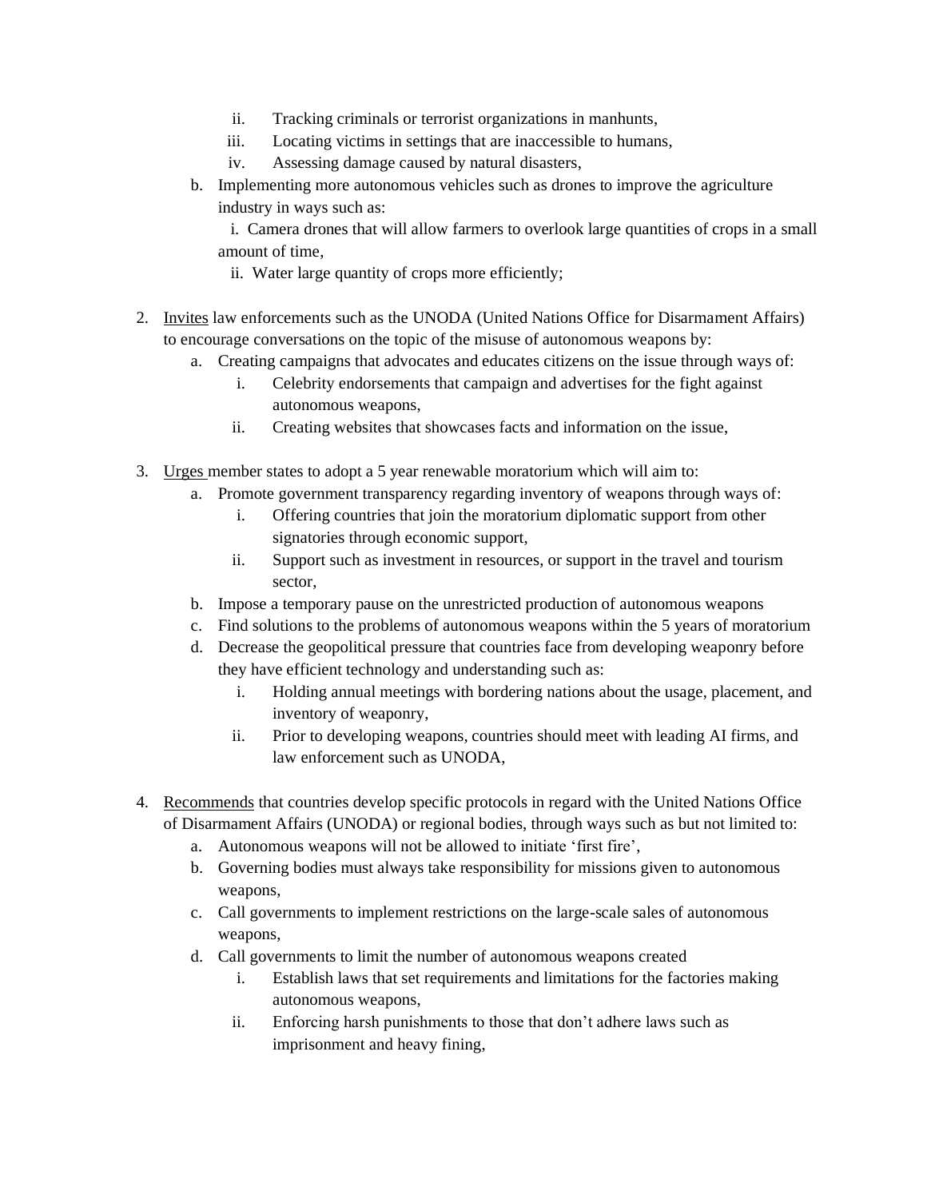ii. Tracking criminals or terrorist organizations in manhunts,
   iii. Locating victims in settings that are inaccessible to humans,
   iv. Assessing damage caused by natural disasters,

b. Implementing more autonomous vehicles such as drones to improve the agriculture industry in ways such as:
   i. Camera drones that will allow farmers to overlook large quantities of crops in a small amount of time,
   ii. Water large quantity of crops more efficiently;

2. <u>Invites</u> law enforcements such as the UNODA (United Nations Office for Disarmament Affairs) to encourage conversations on the topic of the misuse of autonomous weapons by:
   a. Creating campaigns that advocates and educates citizens on the issue through ways of:
      i. Celebrity endorsements that campaign and advertises for the fight against autonomous weapons,
      ii. Creating websites that showcases facts and information on the issue,

3. <u>Urges</u> member states to adopt a 5 year renewable moratorium which will aim to:
   a. Promote government transparency regarding inventory of weapons through ways of:
      i. Offering countries that join the moratorium diplomatic support from other signatories through economic support,
      ii. Support such as investment in resources, or support in the travel and tourism sector,
   b. Impose a temporary pause on the unrestricted production of autonomous weapons
   c. Find solutions to the problems of autonomous weapons within the 5 years of moratorium
   d. Decrease the geopolitical pressure that countries face from developing weaponry before they have efficient technology and understanding such as:
      i. Holding annual meetings with bordering nations about the usage, placement, and inventory of weaponry,
      ii. Prior to developing weapons, countries should meet with leading AI firms, and law enforcement such as UNODA,

4. <u>Recommends</u> that countries develop specific protocols in regard with the United Nations Office of Disarmament Affairs (UNODA) or regional bodies, through ways such as but not limited to:
   a. Autonomous weapons will not be allowed to initiate 'first fire',
   b. Governing bodies must always take responsibility for missions given to autonomous weapons,
   c. Call governments to implement restrictions on the large-scale sales of autonomous weapons,
   d. Call governments to limit the number of autonomous weapons created
      i. Establish laws that set requirements and limitations for the factories making autonomous weapons,
      ii. Enforcing harsh punishments to those that don't adhere laws such as imprisonment and heavy fining,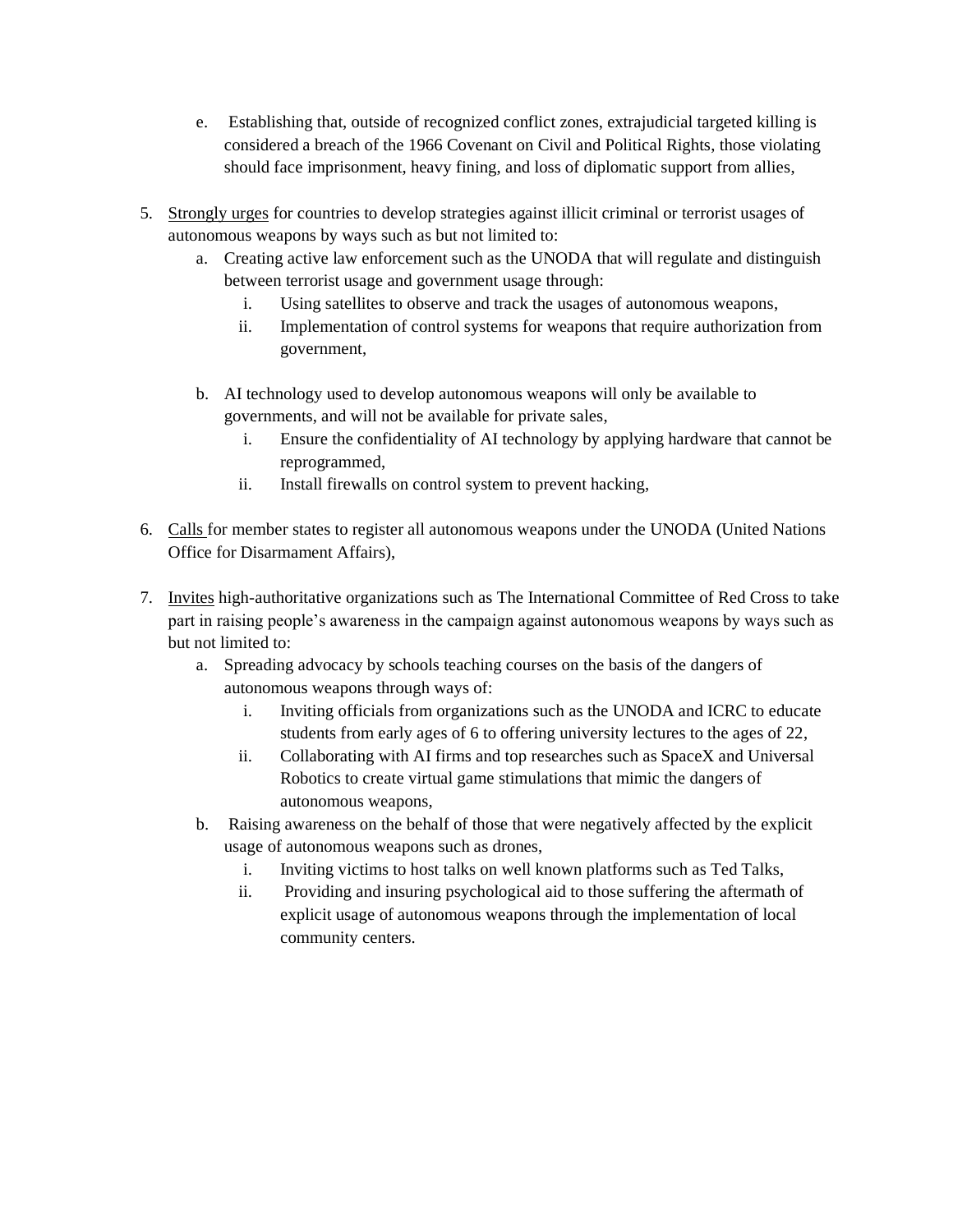e. Establishing that, outside of recognized conflict zones, extrajudicial targeted killing is considered a breach of the 1966 Covenant on Civil and Political Rights, those violating should face imprisonment, heavy fining, and loss of diplomatic support from allies,

5. <u>Strongly urges</u> for countries to develop strategies against illicit criminal or terrorist usages of autonomous weapons by ways such as but not limited to:
   a. Creating active law enforcement such as the UNODA that will regulate and distinguish between terrorist usage and government usage through:
      i. Using satellites to observe and track the usages of autonomous weapons,
      ii. Implementation of control systems for weapons that require authorization from government,

   b. AI technology used to develop autonomous weapons will only be available to governments, and will not be available for private sales,
      i. Ensure the confidentiality of AI technology by applying hardware that cannot be reprogrammed,
      ii. Install firewalls on control system to prevent hacking,

6. <u>Calls</u> for member states to register all autonomous weapons under the UNODA (United Nations Office for Disarmament Affairs),

7. <u>Invites</u> high-authoritative organizations such as The International Committee of Red Cross to take part in raising people's awareness in the campaign against autonomous weapons by ways such as but not limited to:
   a. Spreading advocacy by schools teaching courses on the basis of the dangers of autonomous weapons through ways of:
      i. Inviting officials from organizations such as the UNODA and ICRC to educate students from early ages of 6 to offering university lectures to the ages of 22,
      ii. Collaborating with AI firms and top researches such as SpaceX and Universal Robotics to create virtual game stimulations that mimic the dangers of autonomous weapons,
   b. Raising awareness on the behalf of those that were negatively affected by the explicit usage of autonomous weapons such as drones,
      i. Inviting victims to host talks on well known platforms such as Ted Talks,
      ii. Providing and insuring psychological aid to those suffering the aftermath of explicit usage of autonomous weapons through the implementation of local community centers.